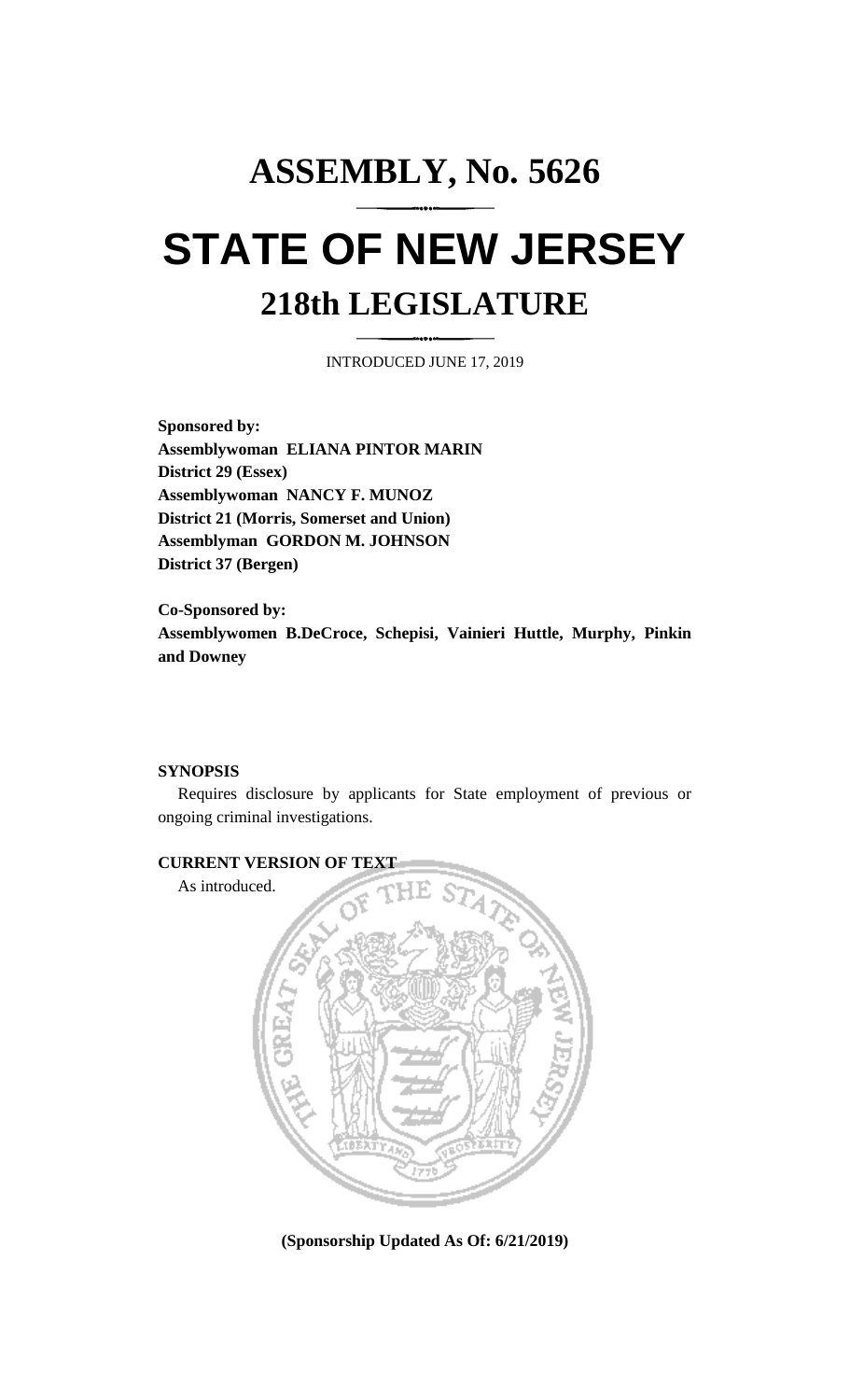# ASSEMBLY, No. 5626

# STATE OF NEW JERSEY

## 218th LEGISLATURE

INTRODUCED JUNE 17, 2019

**Sponsored by:**
**Assemblywoman ELIANA PINTOR MARIN**
**District 29 (Essex)**
**Assemblywoman NANCY F. MUNOZ**
**District 21 (Morris, Somerset and Union)**
**Assemblyman GORDON M. JOHNSON**
**District 37 (Bergen)**

**Co-Sponsored by:**
**Assemblywomen B.DeCroce, Schepisi, Vainieri Huttle, Murphy, Pinkin and Downey**

**SYNOPSIS**

Requires disclosure by applicants for State employment of previous or ongoing criminal investigations.

**CURRENT VERSION OF TEXT**

As introduced.

**(Sponsorship Updated As Of: 6/21/2019)**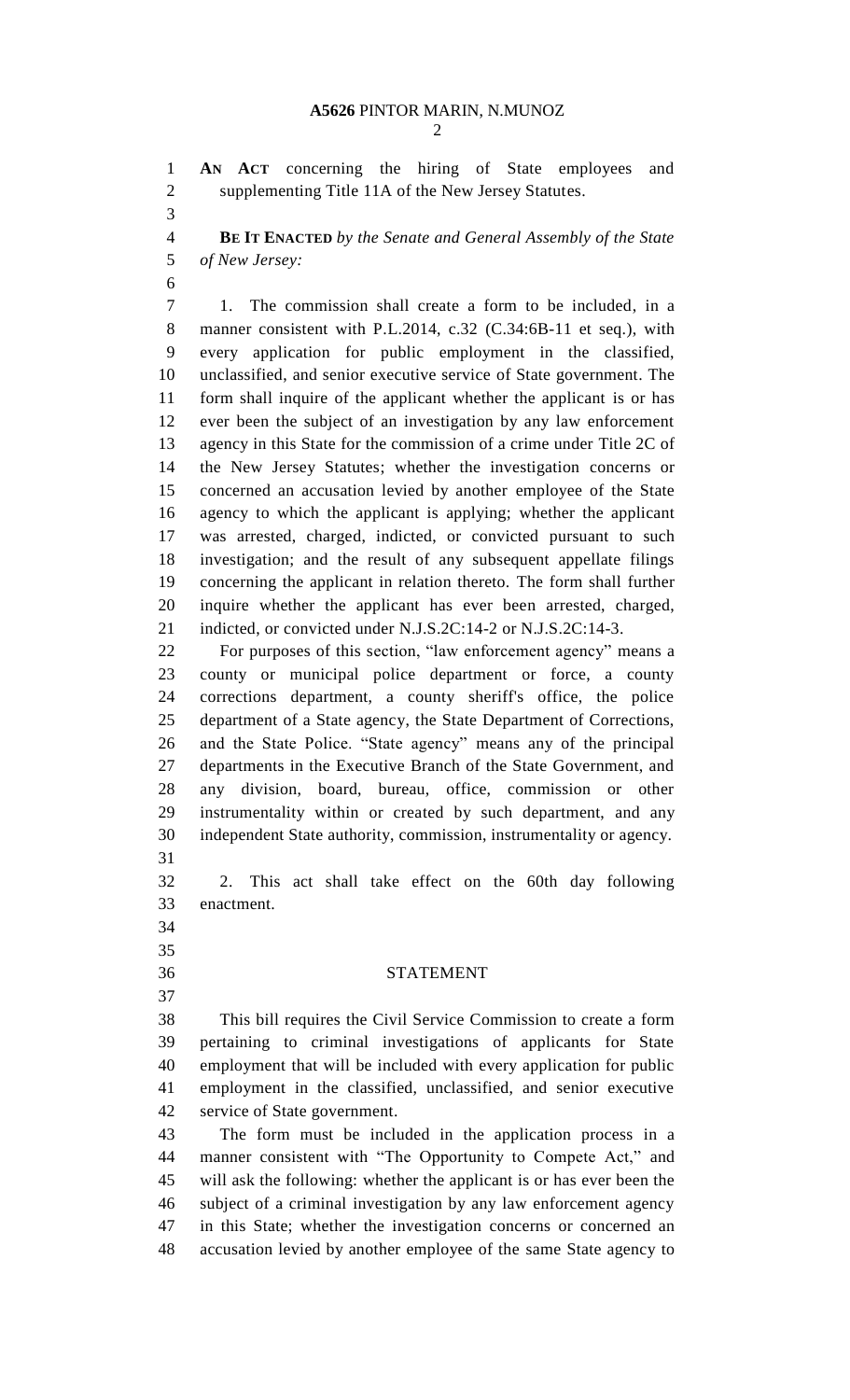**AN ACT** concerning the hiring of State employees and supplementing Title 11A of the New Jersey Statutes.

**BE IT ENACTED** *by the Senate and General Assembly of the State of New Jersey:*

1. The commission shall create a form to be included, in a manner consistent with P.L.2014, c.32 (C.34:6B-11 et seq.), with every application for public employment in the classified, unclassified, and senior executive service of State government. The form shall inquire of the applicant whether the applicant is or has ever been the subject of an investigation by any law enforcement agency in this State for the commission of a crime under Title 2C of the New Jersey Statutes; whether the investigation concerns or concerned an accusation levied by another employee of the State agency to which the applicant is applying; whether the applicant was arrested, charged, indicted, or convicted pursuant to such investigation; and the result of any subsequent appellate filings concerning the applicant in relation thereto. The form shall further inquire whether the applicant has ever been arrested, charged, indicted, or convicted under N.J.S.2C:14-2 or N.J.S.2C:14-3.

For purposes of this section, "law enforcement agency" means a county or municipal police department or force, a county corrections department, a county sheriff's office, the police department of a State agency, the State Department of Corrections, and the State Police. "State agency" means any of the principal departments in the Executive Branch of the State Government, and any division, board, bureau, office, commission or other instrumentality within or created by such department, and any independent State authority, commission, instrumentality or agency.

2. This act shall take effect on the 60th day following enactment.

## STATEMENT

This bill requires the Civil Service Commission to create a form pertaining to criminal investigations of applicants for State employment that will be included with every application for public employment in the classified, unclassified, and senior executive service of State government.

The form must be included in the application process in a manner consistent with "The Opportunity to Compete Act," and will ask the following: whether the applicant is or has ever been the subject of a criminal investigation by any law enforcement agency in this State; whether the investigation concerns or concerned an accusation levied by another employee of the same State agency to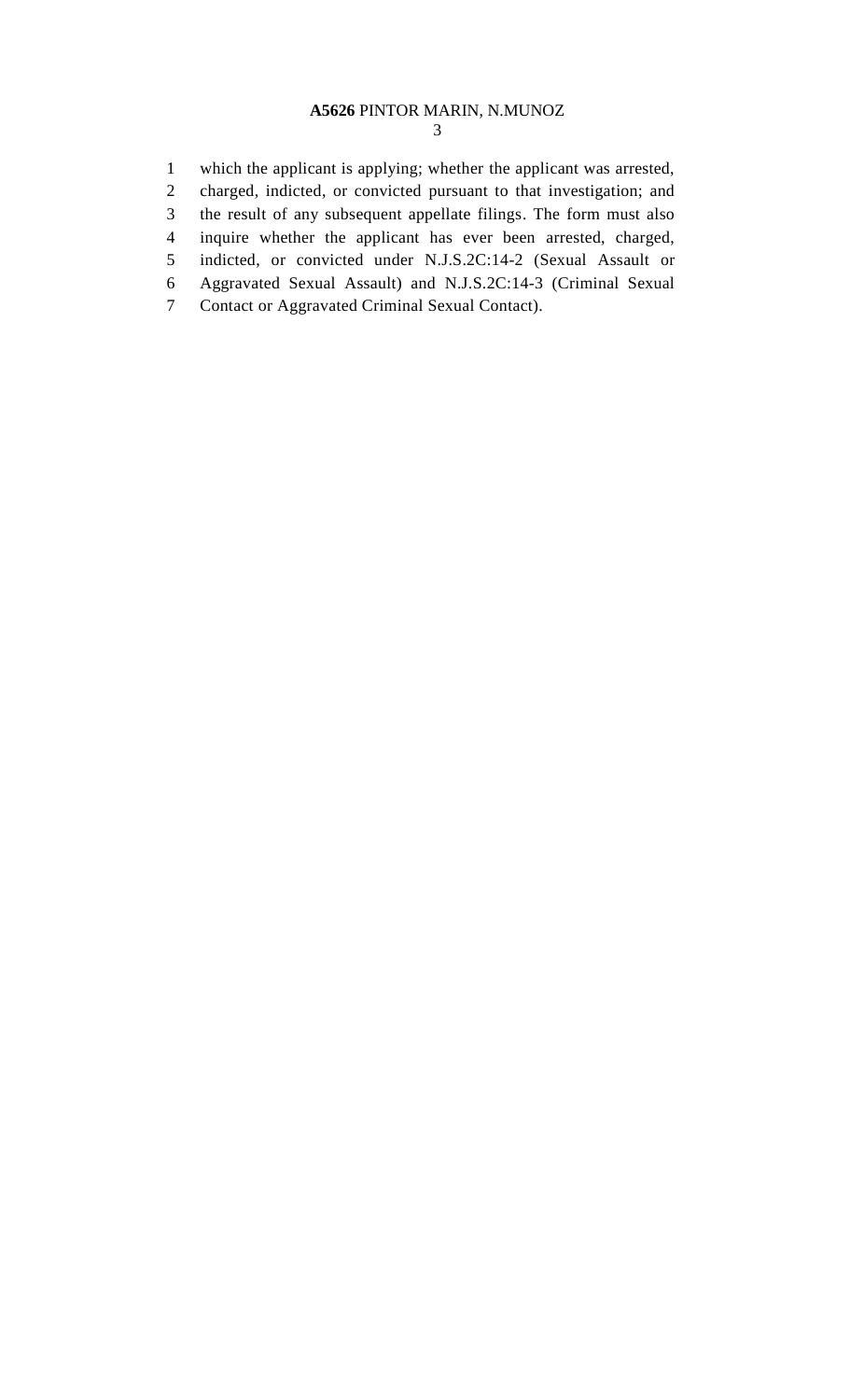which the applicant is applying; whether the applicant was arrested, charged, indicted, or convicted pursuant to that investigation; and the result of any subsequent appellate filings. The form must also inquire whether the applicant has ever been arrested, charged, indicted, or convicted under N.J.S.2C:14-2 (Sexual Assault or Aggravated Sexual Assault) and N.J.S.2C:14-3 (Criminal Sexual Contact or Aggravated Criminal Sexual Contact).